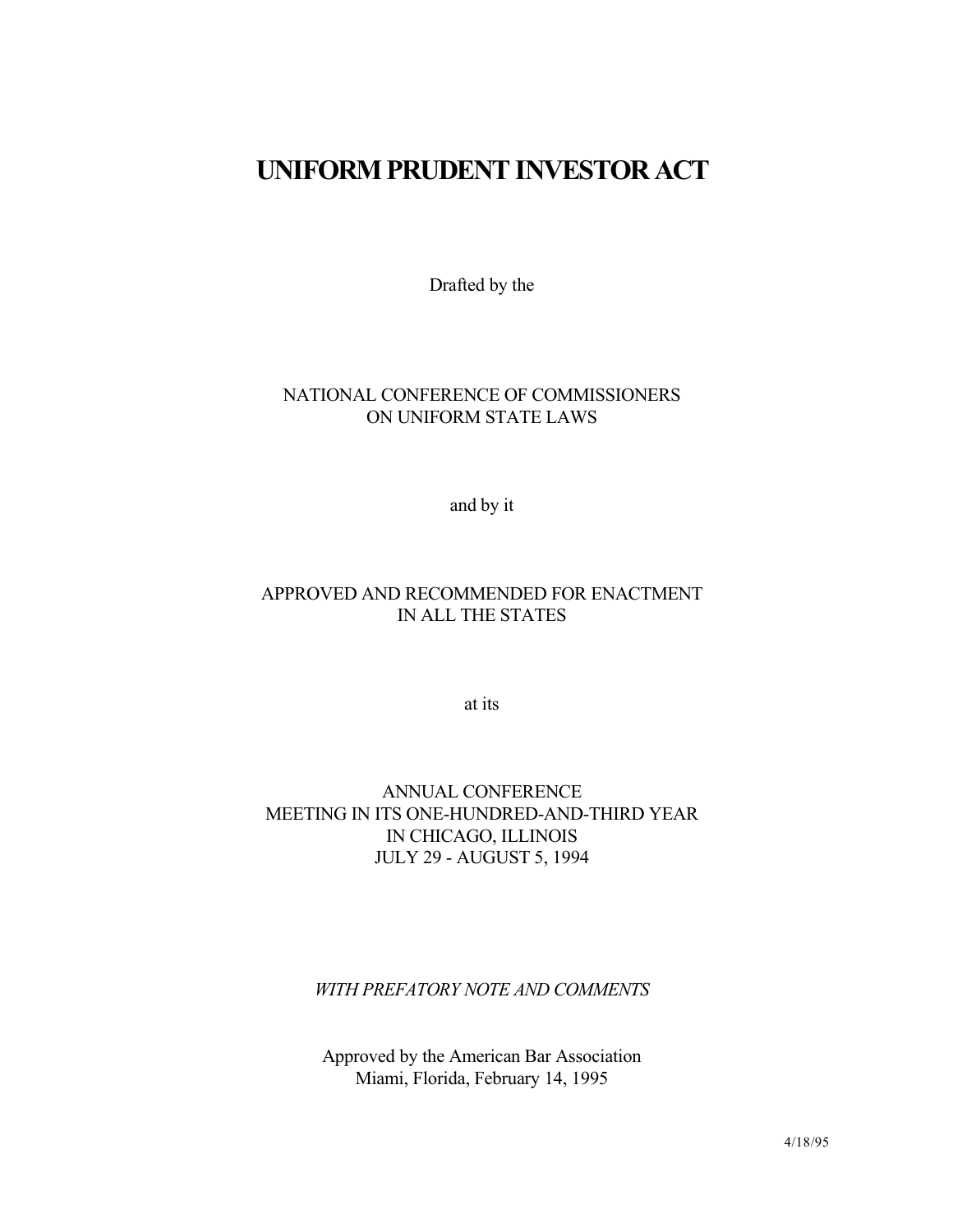# UNIFORM PRUDENT INVESTOR ACT

Drafted by the

NATIONAL CONFERENCE OF COMMISSIONERS
ON UNIFORM STATE LAWS

and by it

APPROVED AND RECOMMENDED FOR ENACTMENT
IN ALL THE STATES

at its

ANNUAL CONFERENCE
MEETING IN ITS ONE-HUNDRED-AND-THIRD YEAR
IN CHICAGO, ILLINOIS
JULY 29 - AUGUST 5, 1994

*WITH PREFATORY NOTE AND COMMENTS*

Approved by the American Bar Association
Miami, Florida, February 14, 1995

4/18/95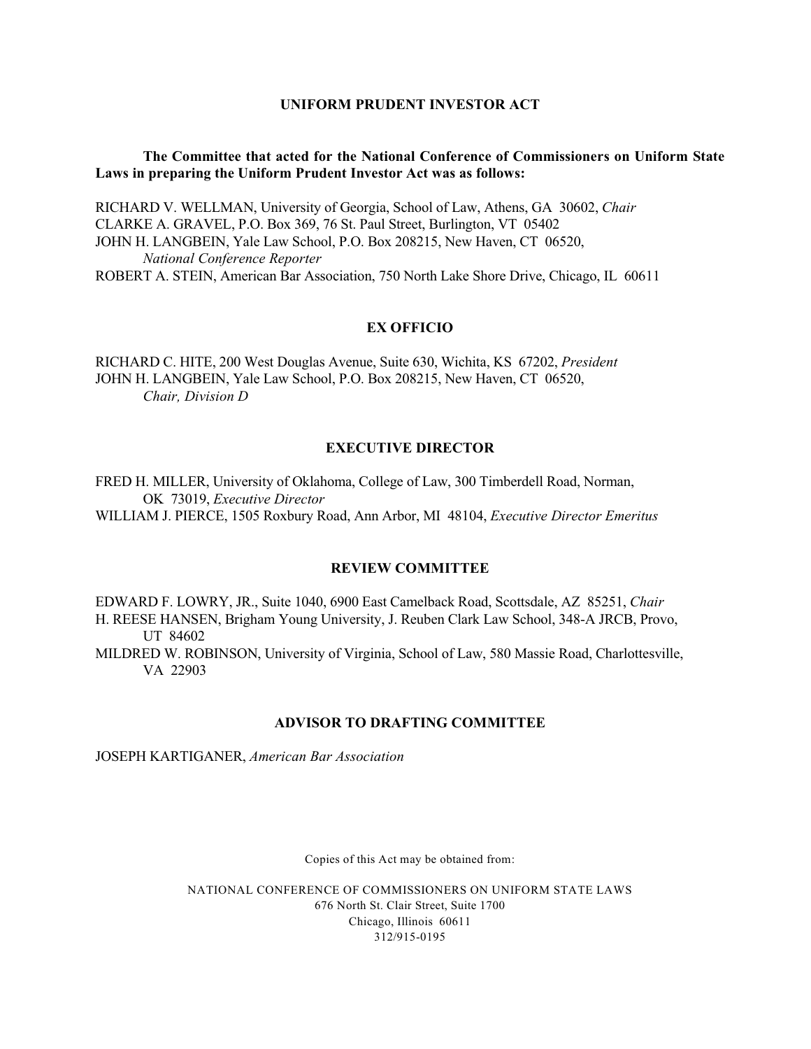# UNIFORM PRUDENT INVESTOR ACT

**The Committee that acted for the National Conference of Commissioners on Uniform State Laws in preparing the Uniform Prudent Investor Act was as follows:**

RICHARD V. WELLMAN, University of Georgia, School of Law, Athens, GA 30602, *Chair*
CLARKE A. GRAVEL, P.O. Box 369, 76 St. Paul Street, Burlington, VT 05402
JOHN H. LANGBEIN, Yale Law School, P.O. Box 208215, New Haven, CT 06520,
*National Conference Reporter*
ROBERT A. STEIN, American Bar Association, 750 North Lake Shore Drive, Chicago, IL 60611

## EX OFFICIO

RICHARD C. HITE, 200 West Douglas Avenue, Suite 630, Wichita, KS 67202, *President*
JOHN H. LANGBEIN, Yale Law School, P.O. Box 208215, New Haven, CT 06520,
*Chair, Division D*

## EXECUTIVE DIRECTOR

FRED H. MILLER, University of Oklahoma, College of Law, 300 Timberdell Road, Norman, OK 73019, *Executive Director*
WILLIAM J. PIERCE, 1505 Roxbury Road, Ann Arbor, MI 48104, *Executive Director Emeritus*

## REVIEW COMMITTEE

EDWARD F. LOWRY, JR., Suite 1040, 6900 East Camelback Road, Scottsdale, AZ 85251, *Chair*
H. REESE HANSEN, Brigham Young University, J. Reuben Clark Law School, 348-A JRCB, Provo, UT 84602
MILDRED W. ROBINSON, University of Virginia, School of Law, 580 Massie Road, Charlottesville, VA 22903

## ADVISOR TO DRAFTING COMMITTEE

JOSEPH KARTIGANER, *American Bar Association*

Copies of this Act may be obtained from:

NATIONAL CONFERENCE OF COMMISSIONERS ON UNIFORM STATE LAWS
676 North St. Clair Street, Suite 1700
Chicago, Illinois 60611
312/915-0195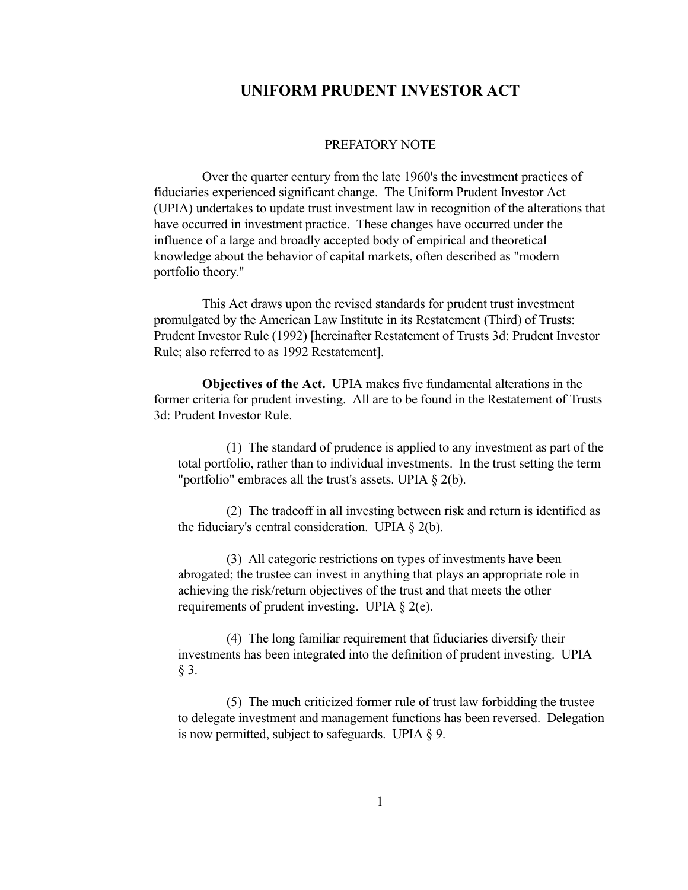# UNIFORM PRUDENT INVESTOR ACT

## PREFATORY NOTE

Over the quarter century from the late 1960's the investment practices of fiduciaries experienced significant change. The Uniform Prudent Investor Act (UPIA) undertakes to update trust investment law in recognition of the alterations that have occurred in investment practice. These changes have occurred under the influence of a large and broadly accepted body of empirical and theoretical knowledge about the behavior of capital markets, often described as "modern portfolio theory."

This Act draws upon the revised standards for prudent trust investment promulgated by the American Law Institute in its Restatement (Third) of Trusts: Prudent Investor Rule (1992) [hereinafter Restatement of Trusts 3d: Prudent Investor Rule; also referred to as 1992 Restatement].

**Objectives of the Act.** UPIA makes five fundamental alterations in the former criteria for prudent investing. All are to be found in the Restatement of Trusts 3d: Prudent Investor Rule.

(1) The standard of prudence is applied to any investment as part of the total portfolio, rather than to individual investments. In the trust setting the term "portfolio" embraces all the trust's assets. UPIA § 2(b).

(2) The tradeoff in all investing between risk and return is identified as the fiduciary's central consideration. UPIA § 2(b).

(3) All categoric restrictions on types of investments have been abrogated; the trustee can invest in anything that plays an appropriate role in achieving the risk/return objectives of the trust and that meets the other requirements of prudent investing. UPIA § 2(e).

(4) The long familiar requirement that fiduciaries diversify their investments has been integrated into the definition of prudent investing. UPIA § 3.

(5) The much criticized former rule of trust law forbidding the trustee to delegate investment and management functions has been reversed. Delegation is now permitted, subject to safeguards. UPIA § 9.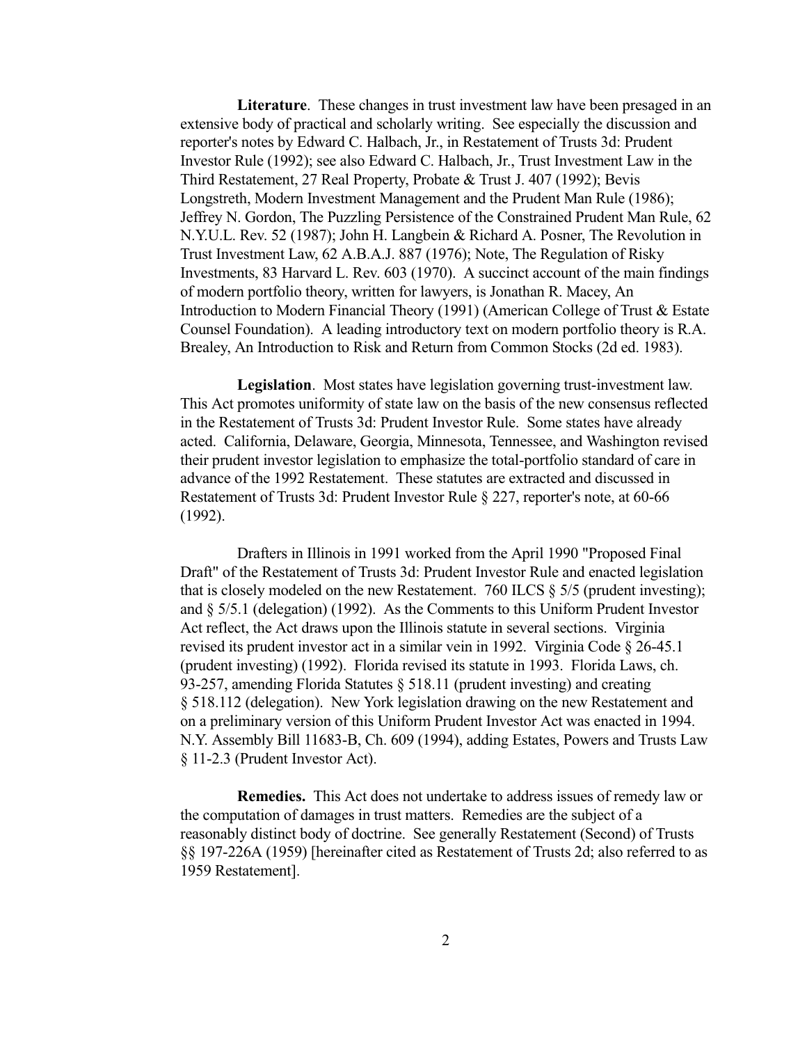**Literature**. These changes in trust investment law have been presaged in an extensive body of practical and scholarly writing. See especially the discussion and reporter's notes by Edward C. Halbach, Jr., in Restatement of Trusts 3d: Prudent Investor Rule (1992); see also Edward C. Halbach, Jr., Trust Investment Law in the Third Restatement, 27 Real Property, Probate & Trust J. 407 (1992); Bevis Longstreth, Modern Investment Management and the Prudent Man Rule (1986); Jeffrey N. Gordon, The Puzzling Persistence of the Constrained Prudent Man Rule, 62 N.Y.U.L. Rev. 52 (1987); John H. Langbein & Richard A. Posner, The Revolution in Trust Investment Law, 62 A.B.A.J. 887 (1976); Note, The Regulation of Risky Investments, 83 Harvard L. Rev. 603 (1970). A succinct account of the main findings of modern portfolio theory, written for lawyers, is Jonathan R. Macey, An Introduction to Modern Financial Theory (1991) (American College of Trust & Estate Counsel Foundation). A leading introductory text on modern portfolio theory is R.A. Brealey, An Introduction to Risk and Return from Common Stocks (2d ed. 1983).

**Legislation**. Most states have legislation governing trust-investment law. This Act promotes uniformity of state law on the basis of the new consensus reflected in the Restatement of Trusts 3d: Prudent Investor Rule. Some states have already acted. California, Delaware, Georgia, Minnesota, Tennessee, and Washington revised their prudent investor legislation to emphasize the total-portfolio standard of care in advance of the 1992 Restatement. These statutes are extracted and discussed in Restatement of Trusts 3d: Prudent Investor Rule § 227, reporter's note, at 60-66 (1992).

Drafters in Illinois in 1991 worked from the April 1990 "Proposed Final Draft" of the Restatement of Trusts 3d: Prudent Investor Rule and enacted legislation that is closely modeled on the new Restatement. 760 ILCS § 5/5 (prudent investing); and § 5/5.1 (delegation) (1992). As the Comments to this Uniform Prudent Investor Act reflect, the Act draws upon the Illinois statute in several sections. Virginia revised its prudent investor act in a similar vein in 1992. Virginia Code § 26-45.1 (prudent investing) (1992). Florida revised its statute in 1993. Florida Laws, ch. 93-257, amending Florida Statutes § 518.11 (prudent investing) and creating § 518.112 (delegation). New York legislation drawing on the new Restatement and on a preliminary version of this Uniform Prudent Investor Act was enacted in 1994. N.Y. Assembly Bill 11683-B, Ch. 609 (1994), adding Estates, Powers and Trusts Law § 11-2.3 (Prudent Investor Act).

**Remedies.** This Act does not undertake to address issues of remedy law or the computation of damages in trust matters. Remedies are the subject of a reasonably distinct body of doctrine. See generally Restatement (Second) of Trusts §§ 197-226A (1959) [hereinafter cited as Restatement of Trusts 2d; also referred to as 1959 Restatement].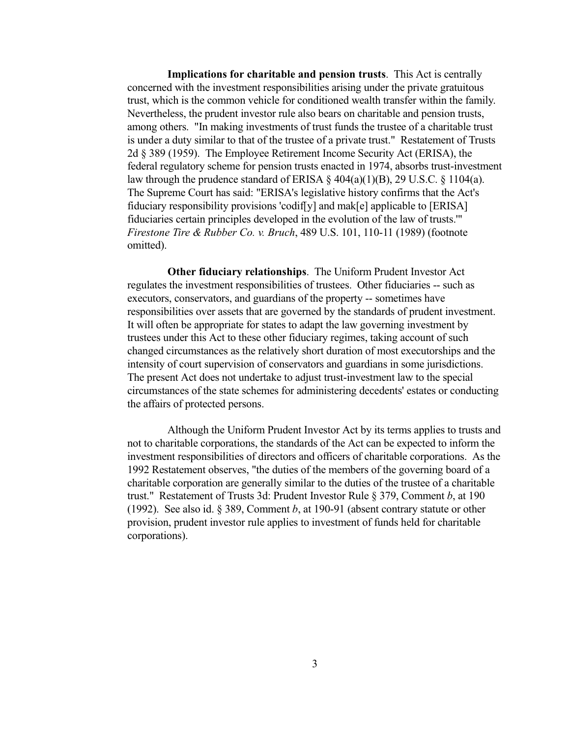**Implications for charitable and pension trusts**. This Act is centrally concerned with the investment responsibilities arising under the private gratuitous trust, which is the common vehicle for conditioned wealth transfer within the family. Nevertheless, the prudent investor rule also bears on charitable and pension trusts, among others. "In making investments of trust funds the trustee of a charitable trust is under a duty similar to that of the trustee of a private trust." Restatement of Trusts 2d § 389 (1959). The Employee Retirement Income Security Act (ERISA), the federal regulatory scheme for pension trusts enacted in 1974, absorbs trust-investment law through the prudence standard of ERISA § 404(a)(1)(B), 29 U.S.C. § 1104(a). The Supreme Court has said: "ERISA's legislative history confirms that the Act's fiduciary responsibility provisions 'codif[y] and mak[e] applicable to [ERISA] fiduciaries certain principles developed in the evolution of the law of trusts.'" *Firestone Tire & Rubber Co. v. Bruch*, 489 U.S. 101, 110-11 (1989) (footnote omitted).

**Other fiduciary relationships**. The Uniform Prudent Investor Act regulates the investment responsibilities of trustees. Other fiduciaries -- such as executors, conservators, and guardians of the property -- sometimes have responsibilities over assets that are governed by the standards of prudent investment. It will often be appropriate for states to adapt the law governing investment by trustees under this Act to these other fiduciary regimes, taking account of such changed circumstances as the relatively short duration of most executorships and the intensity of court supervision of conservators and guardians in some jurisdictions. The present Act does not undertake to adjust trust-investment law to the special circumstances of the state schemes for administering decedents' estates or conducting the affairs of protected persons.

Although the Uniform Prudent Investor Act by its terms applies to trusts and not to charitable corporations, the standards of the Act can be expected to inform the investment responsibilities of directors and officers of charitable corporations. As the 1992 Restatement observes, "the duties of the members of the governing board of a charitable corporation are generally similar to the duties of the trustee of a charitable trust." Restatement of Trusts 3d: Prudent Investor Rule § 379, Comment *b*, at 190 (1992). See also id. § 389, Comment *b*, at 190-91 (absent contrary statute or other provision, prudent investor rule applies to investment of funds held for charitable corporations).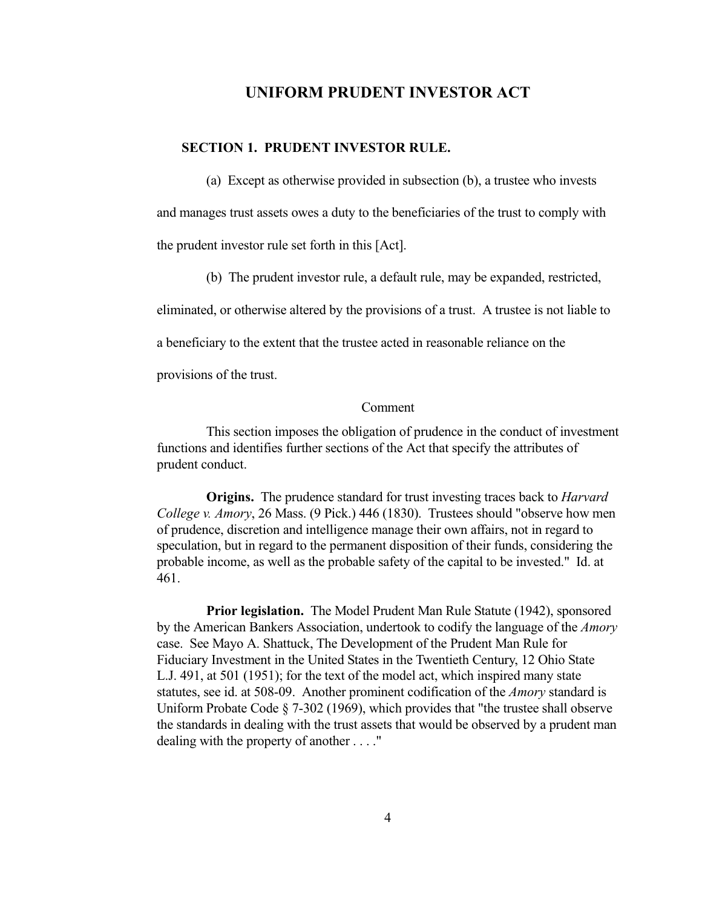# UNIFORM PRUDENT INVESTOR ACT

## SECTION 1. PRUDENT INVESTOR RULE.

(a) Except as otherwise provided in subsection (b), a trustee who invests and manages trust assets owes a duty to the beneficiaries of the trust to comply with the prudent investor rule set forth in this [Act].

(b) The prudent investor rule, a default rule, may be expanded, restricted, eliminated, or otherwise altered by the provisions of a trust. A trustee is not liable to a beneficiary to the extent that the trustee acted in reasonable reliance on the provisions of the trust.

Comment

This section imposes the obligation of prudence in the conduct of investment functions and identifies further sections of the Act that specify the attributes of prudent conduct.

**Origins.** The prudence standard for trust investing traces back to *Harvard College v. Amory*, 26 Mass. (9 Pick.) 446 (1830). Trustees should "observe how men of prudence, discretion and intelligence manage their own affairs, not in regard to speculation, but in regard to the permanent disposition of their funds, considering the probable income, as well as the probable safety of the capital to be invested." Id. at 461.

**Prior legislation.** The Model Prudent Man Rule Statute (1942), sponsored by the American Bankers Association, undertook to codify the language of the *Amory* case. See Mayo A. Shattuck, The Development of the Prudent Man Rule for Fiduciary Investment in the United States in the Twentieth Century, 12 Ohio State L.J. 491, at 501 (1951); for the text of the model act, which inspired many state statutes, see id. at 508-09. Another prominent codification of the *Amory* standard is Uniform Probate Code § 7-302 (1969), which provides that "the trustee shall observe the standards in dealing with the trust assets that would be observed by a prudent man dealing with the property of another . . . ."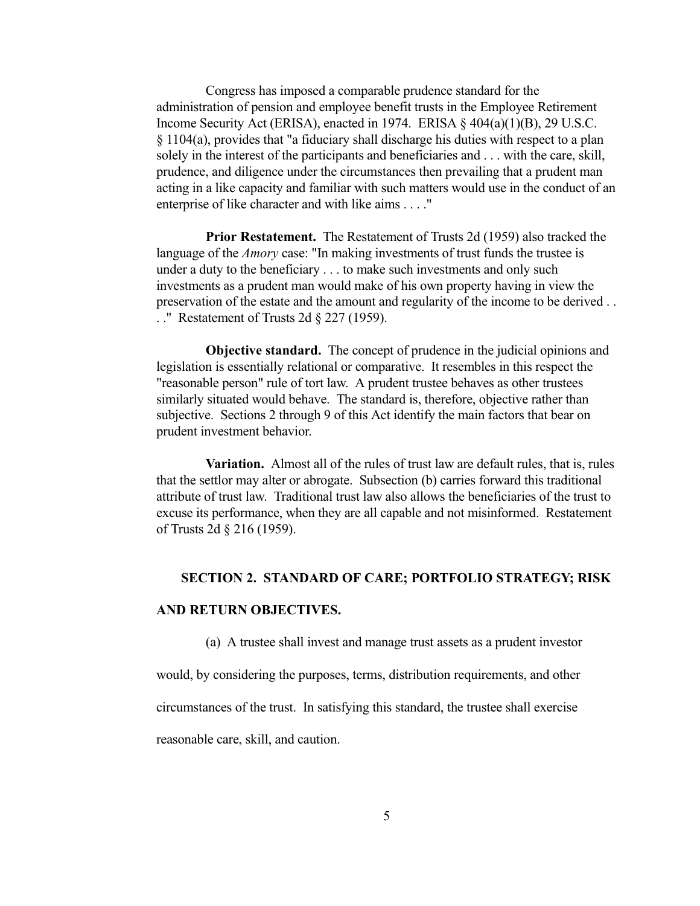Congress has imposed a comparable prudence standard for the administration of pension and employee benefit trusts in the Employee Retirement Income Security Act (ERISA), enacted in 1974. ERISA § 404(a)(1)(B), 29 U.S.C. § 1104(a), provides that "a fiduciary shall discharge his duties with respect to a plan solely in the interest of the participants and beneficiaries and . . . with the care, skill, prudence, and diligence under the circumstances then prevailing that a prudent man acting in a like capacity and familiar with such matters would use in the conduct of an enterprise of like character and with like aims . . . ."

**Prior Restatement.** The Restatement of Trusts 2d (1959) also tracked the language of the *Amory* case: "In making investments of trust funds the trustee is under a duty to the beneficiary . . . to make such investments and only such investments as a prudent man would make of his own property having in view the preservation of the estate and the amount and regularity of the income to be derived . . . ." Restatement of Trusts 2d § 227 (1959).

**Objective standard.** The concept of prudence in the judicial opinions and legislation is essentially relational or comparative. It resembles in this respect the "reasonable person" rule of tort law. A prudent trustee behaves as other trustees similarly situated would behave. The standard is, therefore, objective rather than subjective. Sections 2 through 9 of this Act identify the main factors that bear on prudent investment behavior.

**Variation.** Almost all of the rules of trust law are default rules, that is, rules that the settlor may alter or abrogate. Subsection (b) carries forward this traditional attribute of trust law. Traditional trust law also allows the beneficiaries of the trust to excuse its performance, when they are all capable and not misinformed. Restatement of Trusts 2d § 216 (1959).

## SECTION 2. STANDARD OF CARE; PORTFOLIO STRATEGY; RISK AND RETURN OBJECTIVES.

(a) A trustee shall invest and manage trust assets as a prudent investor would, by considering the purposes, terms, distribution requirements, and other circumstances of the trust. In satisfying this standard, the trustee shall exercise reasonable care, skill, and caution.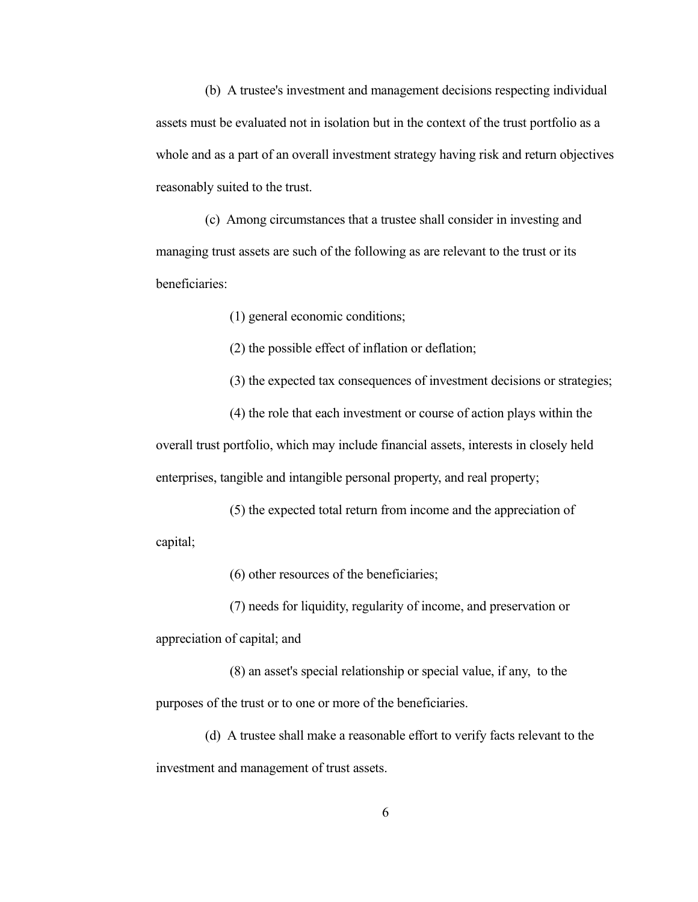(b) A trustee's investment and management decisions respecting individual assets must be evaluated not in isolation but in the context of the trust portfolio as a whole and as a part of an overall investment strategy having risk and return objectives reasonably suited to the trust.

(c) Among circumstances that a trustee shall consider in investing and managing trust assets are such of the following as are relevant to the trust or its beneficiaries:

(1) general economic conditions;

(2) the possible effect of inflation or deflation;

(3) the expected tax consequences of investment decisions or strategies;

(4) the role that each investment or course of action plays within the overall trust portfolio, which may include financial assets, interests in closely held enterprises, tangible and intangible personal property, and real property;

(5) the expected total return from income and the appreciation of capital;

(6) other resources of the beneficiaries;

(7) needs for liquidity, regularity of income, and preservation or appreciation of capital; and

(8) an asset's special relationship or special value, if any, to the purposes of the trust or to one or more of the beneficiaries.

(d) A trustee shall make a reasonable effort to verify facts relevant to the investment and management of trust assets.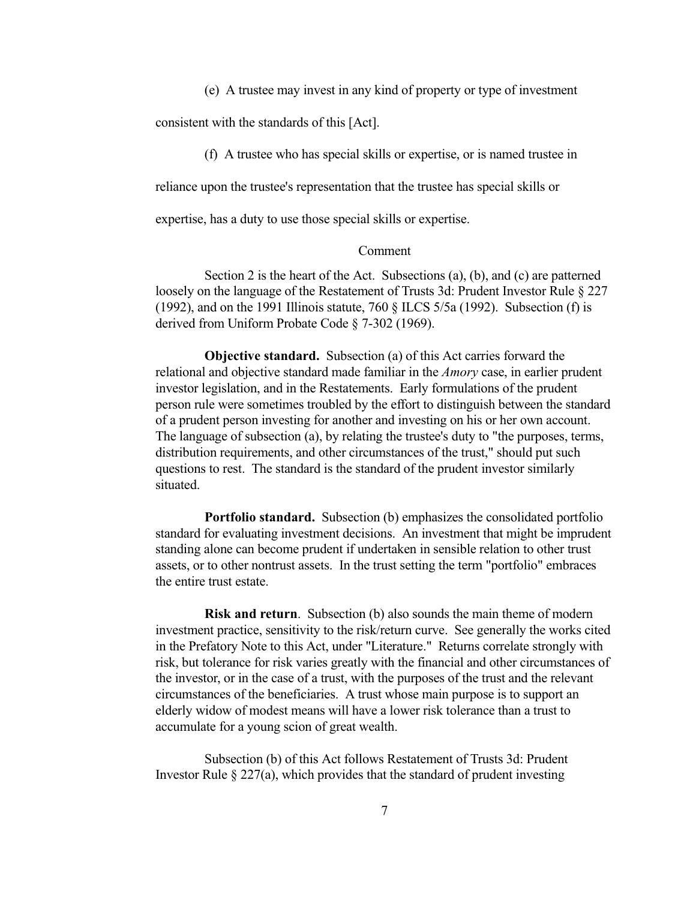(e) A trustee may invest in any kind of property or type of investment consistent with the standards of this [Act].

(f) A trustee who has special skills or expertise, or is named trustee in reliance upon the trustee's representation that the trustee has special skills or expertise, has a duty to use those special skills or expertise.

Comment

Section 2 is the heart of the Act. Subsections (a), (b), and (c) are patterned loosely on the language of the Restatement of Trusts 3d: Prudent Investor Rule § 227 (1992), and on the 1991 Illinois statute, 760 § ILCS 5/5a (1992). Subsection (f) is derived from Uniform Probate Code § 7-302 (1969).

**Objective standard.** Subsection (a) of this Act carries forward the relational and objective standard made familiar in the *Amory* case, in earlier prudent investor legislation, and in the Restatements. Early formulations of the prudent person rule were sometimes troubled by the effort to distinguish between the standard of a prudent person investing for another and investing on his or her own account. The language of subsection (a), by relating the trustee's duty to "the purposes, terms, distribution requirements, and other circumstances of the trust," should put such questions to rest. The standard is the standard of the prudent investor similarly situated.

**Portfolio standard.** Subsection (b) emphasizes the consolidated portfolio standard for evaluating investment decisions. An investment that might be imprudent standing alone can become prudent if undertaken in sensible relation to other trust assets, or to other nontrust assets. In the trust setting the term "portfolio" embraces the entire trust estate.

**Risk and return**. Subsection (b) also sounds the main theme of modern investment practice, sensitivity to the risk/return curve. See generally the works cited in the Prefatory Note to this Act, under "Literature." Returns correlate strongly with risk, but tolerance for risk varies greatly with the financial and other circumstances of the investor, or in the case of a trust, with the purposes of the trust and the relevant circumstances of the beneficiaries. A trust whose main purpose is to support an elderly widow of modest means will have a lower risk tolerance than a trust to accumulate for a young scion of great wealth.

Subsection (b) of this Act follows Restatement of Trusts 3d: Prudent Investor Rule § 227(a), which provides that the standard of prudent investing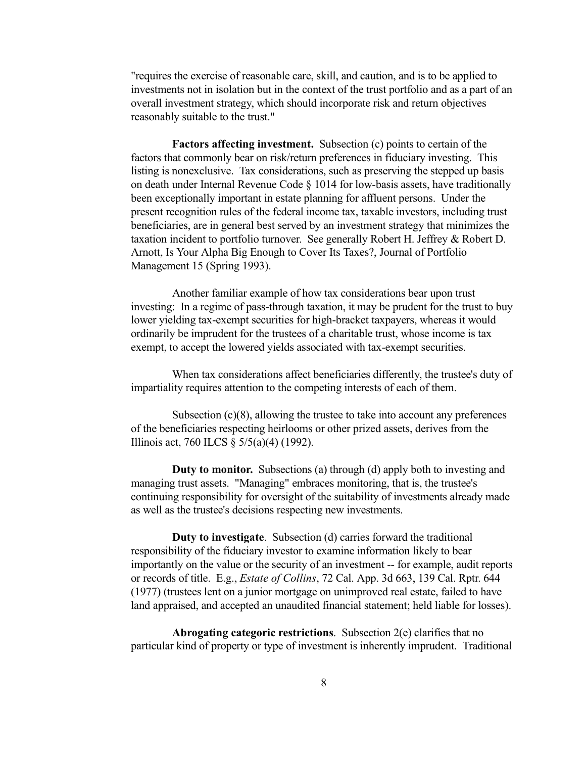"requires the exercise of reasonable care, skill, and caution, and is to be applied to investments not in isolation but in the context of the trust portfolio and as a part of an overall investment strategy, which should incorporate risk and return objectives reasonably suitable to the trust."

**Factors affecting investment.** Subsection (c) points to certain of the factors that commonly bear on risk/return preferences in fiduciary investing. This listing is nonexclusive. Tax considerations, such as preserving the stepped up basis on death under Internal Revenue Code § 1014 for low-basis assets, have traditionally been exceptionally important in estate planning for affluent persons. Under the present recognition rules of the federal income tax, taxable investors, including trust beneficiaries, are in general best served by an investment strategy that minimizes the taxation incident to portfolio turnover. See generally Robert H. Jeffrey & Robert D. Arnott, Is Your Alpha Big Enough to Cover Its Taxes?, Journal of Portfolio Management 15 (Spring 1993).

Another familiar example of how tax considerations bear upon trust investing: In a regime of pass-through taxation, it may be prudent for the trust to buy lower yielding tax-exempt securities for high-bracket taxpayers, whereas it would ordinarily be imprudent for the trustees of a charitable trust, whose income is tax exempt, to accept the lowered yields associated with tax-exempt securities.

When tax considerations affect beneficiaries differently, the trustee's duty of impartiality requires attention to the competing interests of each of them.

Subsection (c)(8), allowing the trustee to take into account any preferences of the beneficiaries respecting heirlooms or other prized assets, derives from the Illinois act, 760 ILCS § 5/5(a)(4) (1992).

**Duty to monitor.** Subsections (a) through (d) apply both to investing and managing trust assets. "Managing" embraces monitoring, that is, the trustee's continuing responsibility for oversight of the suitability of investments already made as well as the trustee's decisions respecting new investments.

**Duty to investigate**. Subsection (d) carries forward the traditional responsibility of the fiduciary investor to examine information likely to bear importantly on the value or the security of an investment -- for example, audit reports or records of title. E.g., *Estate of Collins*, 72 Cal. App. 3d 663, 139 Cal. Rptr. 644 (1977) (trustees lent on a junior mortgage on unimproved real estate, failed to have land appraised, and accepted an unaudited financial statement; held liable for losses).

**Abrogating categoric restrictions**. Subsection 2(e) clarifies that no particular kind of property or type of investment is inherently imprudent. Traditional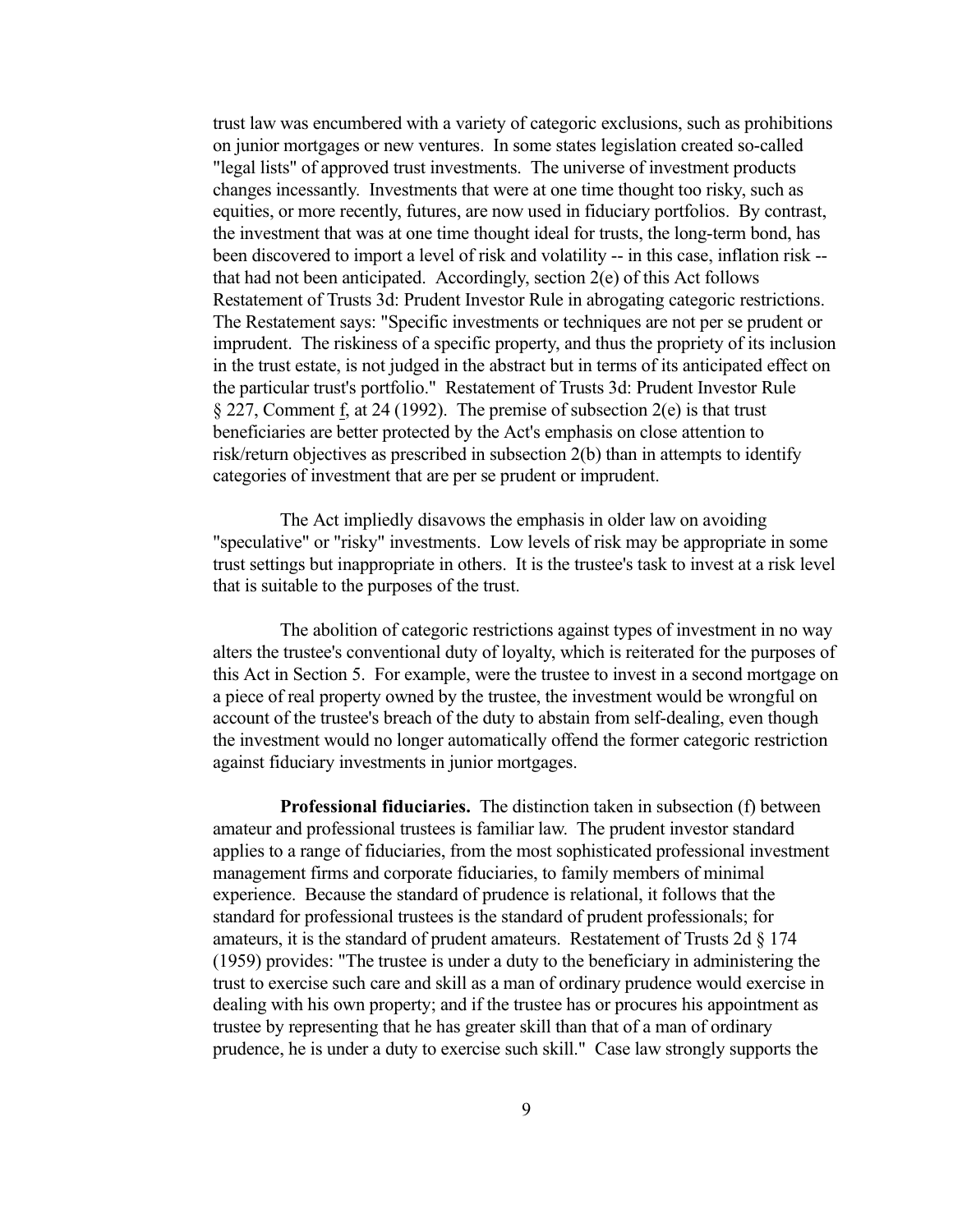trust law was encumbered with a variety of categoric exclusions, such as prohibitions on junior mortgages or new ventures. In some states legislation created so-called "legal lists" of approved trust investments. The universe of investment products changes incessantly. Investments that were at one time thought too risky, such as equities, or more recently, futures, are now used in fiduciary portfolios. By contrast, the investment that was at one time thought ideal for trusts, the long-term bond, has been discovered to import a level of risk and volatility -- in this case, inflation risk -- that had not been anticipated. Accordingly, section 2(e) of this Act follows Restatement of Trusts 3d: Prudent Investor Rule in abrogating categoric restrictions. The Restatement says: "Specific investments or techniques are not per se prudent or imprudent. The riskiness of a specific property, and thus the propriety of its inclusion in the trust estate, is not judged in the abstract but in terms of its anticipated effect on the particular trust's portfolio." Restatement of Trusts 3d: Prudent Investor Rule § 227, Comment f, at 24 (1992). The premise of subsection 2(e) is that trust beneficiaries are better protected by the Act's emphasis on close attention to risk/return objectives as prescribed in subsection 2(b) than in attempts to identify categories of investment that are per se prudent or imprudent.

The Act impliedly disavows the emphasis in older law on avoiding "speculative" or "risky" investments. Low levels of risk may be appropriate in some trust settings but inappropriate in others. It is the trustee's task to invest at a risk level that is suitable to the purposes of the trust.

The abolition of categoric restrictions against types of investment in no way alters the trustee's conventional duty of loyalty, which is reiterated for the purposes of this Act in Section 5. For example, were the trustee to invest in a second mortgage on a piece of real property owned by the trustee, the investment would be wrongful on account of the trustee's breach of the duty to abstain from self-dealing, even though the investment would no longer automatically offend the former categoric restriction against fiduciary investments in junior mortgages.

**Professional fiduciaries.** The distinction taken in subsection (f) between amateur and professional trustees is familiar law. The prudent investor standard applies to a range of fiduciaries, from the most sophisticated professional investment management firms and corporate fiduciaries, to family members of minimal experience. Because the standard of prudence is relational, it follows that the standard for professional trustees is the standard of prudent professionals; for amateurs, it is the standard of prudent amateurs. Restatement of Trusts 2d § 174 (1959) provides: "The trustee is under a duty to the beneficiary in administering the trust to exercise such care and skill as a man of ordinary prudence would exercise in dealing with his own property; and if the trustee has or procures his appointment as trustee by representing that he has greater skill than that of a man of ordinary prudence, he is under a duty to exercise such skill." Case law strongly supports the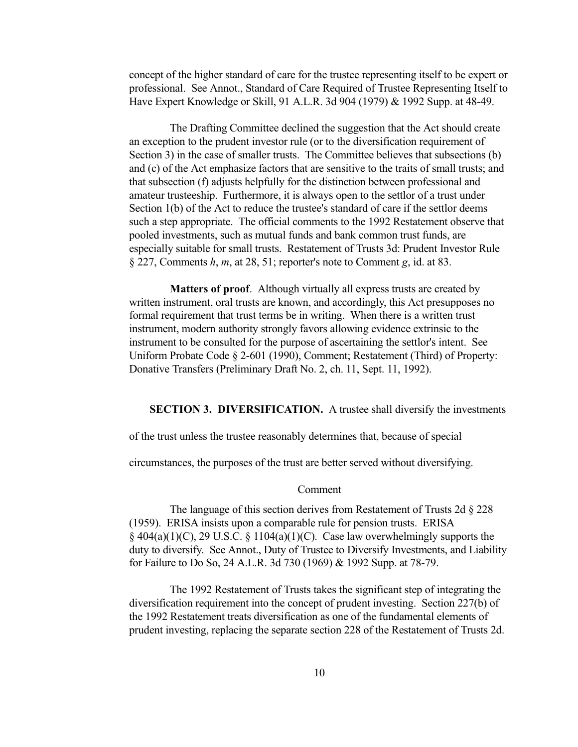concept of the higher standard of care for the trustee representing itself to be expert or professional. See Annot., Standard of Care Required of Trustee Representing Itself to Have Expert Knowledge or Skill, 91 A.L.R. 3d 904 (1979) & 1992 Supp. at 48-49.

The Drafting Committee declined the suggestion that the Act should create an exception to the prudent investor rule (or to the diversification requirement of Section 3) in the case of smaller trusts. The Committee believes that subsections (b) and (c) of the Act emphasize factors that are sensitive to the traits of small trusts; and that subsection (f) adjusts helpfully for the distinction between professional and amateur trusteeship. Furthermore, it is always open to the settlor of a trust under Section 1(b) of the Act to reduce the trustee's standard of care if the settlor deems such a step appropriate. The official comments to the 1992 Restatement observe that pooled investments, such as mutual funds and bank common trust funds, are especially suitable for small trusts. Restatement of Trusts 3d: Prudent Investor Rule § 227, Comments *h*, *m*, at 28, 51; reporter's note to Comment *g*, id. at 83.

**Matters of proof**. Although virtually all express trusts are created by written instrument, oral trusts are known, and accordingly, this Act presupposes no formal requirement that trust terms be in writing. When there is a written trust instrument, modern authority strongly favors allowing evidence extrinsic to the instrument to be consulted for the purpose of ascertaining the settlor's intent. See Uniform Probate Code § 2-601 (1990), Comment; Restatement (Third) of Property: Donative Transfers (Preliminary Draft No. 2, ch. 11, Sept. 11, 1992).

**SECTION 3. DIVERSIFICATION.** A trustee shall diversify the investments of the trust unless the trustee reasonably determines that, because of special circumstances, the purposes of the trust are better served without diversifying.

Comment

The language of this section derives from Restatement of Trusts 2d § 228 (1959). ERISA insists upon a comparable rule for pension trusts. ERISA § 404(a)(1)(C), 29 U.S.C. § 1104(a)(1)(C). Case law overwhelmingly supports the duty to diversify. See Annot., Duty of Trustee to Diversify Investments, and Liability for Failure to Do So, 24 A.L.R. 3d 730 (1969) & 1992 Supp. at 78-79.

The 1992 Restatement of Trusts takes the significant step of integrating the diversification requirement into the concept of prudent investing. Section 227(b) of the 1992 Restatement treats diversification as one of the fundamental elements of prudent investing, replacing the separate section 228 of the Restatement of Trusts 2d.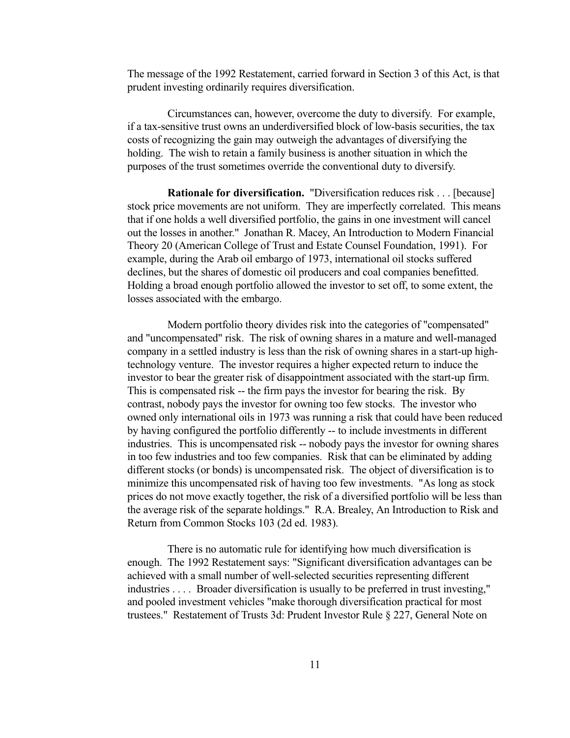The message of the 1992 Restatement, carried forward in Section 3 of this Act, is that prudent investing ordinarily requires diversification.

Circumstances can, however, overcome the duty to diversify. For example, if a tax-sensitive trust owns an underdiversified block of low-basis securities, the tax costs of recognizing the gain may outweigh the advantages of diversifying the holding. The wish to retain a family business is another situation in which the purposes of the trust sometimes override the conventional duty to diversify.

**Rationale for diversification.** "Diversification reduces risk . . . [because] stock price movements are not uniform. They are imperfectly correlated. This means that if one holds a well diversified portfolio, the gains in one investment will cancel out the losses in another." Jonathan R. Macey, An Introduction to Modern Financial Theory 20 (American College of Trust and Estate Counsel Foundation, 1991). For example, during the Arab oil embargo of 1973, international oil stocks suffered declines, but the shares of domestic oil producers and coal companies benefitted. Holding a broad enough portfolio allowed the investor to set off, to some extent, the losses associated with the embargo.

Modern portfolio theory divides risk into the categories of "compensated" and "uncompensated" risk. The risk of owning shares in a mature and well-managed company in a settled industry is less than the risk of owning shares in a start-up high-technology venture. The investor requires a higher expected return to induce the investor to bear the greater risk of disappointment associated with the start-up firm. This is compensated risk -- the firm pays the investor for bearing the risk. By contrast, nobody pays the investor for owning too few stocks. The investor who owned only international oils in 1973 was running a risk that could have been reduced by having configured the portfolio differently -- to include investments in different industries. This is uncompensated risk -- nobody pays the investor for owning shares in too few industries and too few companies. Risk that can be eliminated by adding different stocks (or bonds) is uncompensated risk. The object of diversification is to minimize this uncompensated risk of having too few investments. "As long as stock prices do not move exactly together, the risk of a diversified portfolio will be less than the average risk of the separate holdings." R.A. Brealey, An Introduction to Risk and Return from Common Stocks 103 (2d ed. 1983).

There is no automatic rule for identifying how much diversification is enough. The 1992 Restatement says: "Significant diversification advantages can be achieved with a small number of well-selected securities representing different industries . . . . Broader diversification is usually to be preferred in trust investing," and pooled investment vehicles "make thorough diversification practical for most trustees." Restatement of Trusts 3d: Prudent Investor Rule § 227, General Note on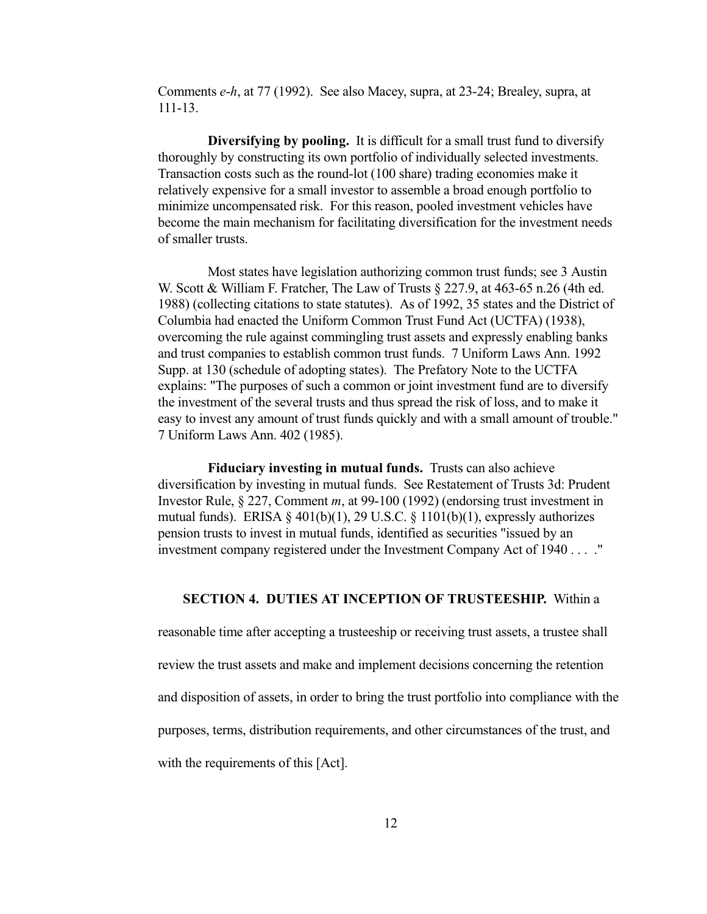Comments *e-h*, at 77 (1992). See also Macey, supra, at 23-24; Brealey, supra, at 111-13.

**Diversifying by pooling.** It is difficult for a small trust fund to diversify thoroughly by constructing its own portfolio of individually selected investments. Transaction costs such as the round-lot (100 share) trading economies make it relatively expensive for a small investor to assemble a broad enough portfolio to minimize uncompensated risk. For this reason, pooled investment vehicles have become the main mechanism for facilitating diversification for the investment needs of smaller trusts.

Most states have legislation authorizing common trust funds; see 3 Austin W. Scott & William F. Fratcher, The Law of Trusts § 227.9, at 463-65 n.26 (4th ed. 1988) (collecting citations to state statutes). As of 1992, 35 states and the District of Columbia had enacted the Uniform Common Trust Fund Act (UCTFA) (1938), overcoming the rule against commingling trust assets and expressly enabling banks and trust companies to establish common trust funds. 7 Uniform Laws Ann. 1992 Supp. at 130 (schedule of adopting states). The Prefatory Note to the UCTFA explains: "The purposes of such a common or joint investment fund are to diversify the investment of the several trusts and thus spread the risk of loss, and to make it easy to invest any amount of trust funds quickly and with a small amount of trouble." 7 Uniform Laws Ann. 402 (1985).

**Fiduciary investing in mutual funds.** Trusts can also achieve diversification by investing in mutual funds. See Restatement of Trusts 3d: Prudent Investor Rule, § 227, Comment *m*, at 99-100 (1992) (endorsing trust investment in mutual funds). ERISA § 401(b)(1), 29 U.S.C. § 1101(b)(1), expressly authorizes pension trusts to invest in mutual funds, identified as securities "issued by an investment company registered under the Investment Company Act of 1940 . . . ."

**SECTION 4. DUTIES AT INCEPTION OF TRUSTEESHIP.** Within a reasonable time after accepting a trusteeship or receiving trust assets, a trustee shall review the trust assets and make and implement decisions concerning the retention and disposition of assets, in order to bring the trust portfolio into compliance with the purposes, terms, distribution requirements, and other circumstances of the trust, and with the requirements of this [Act].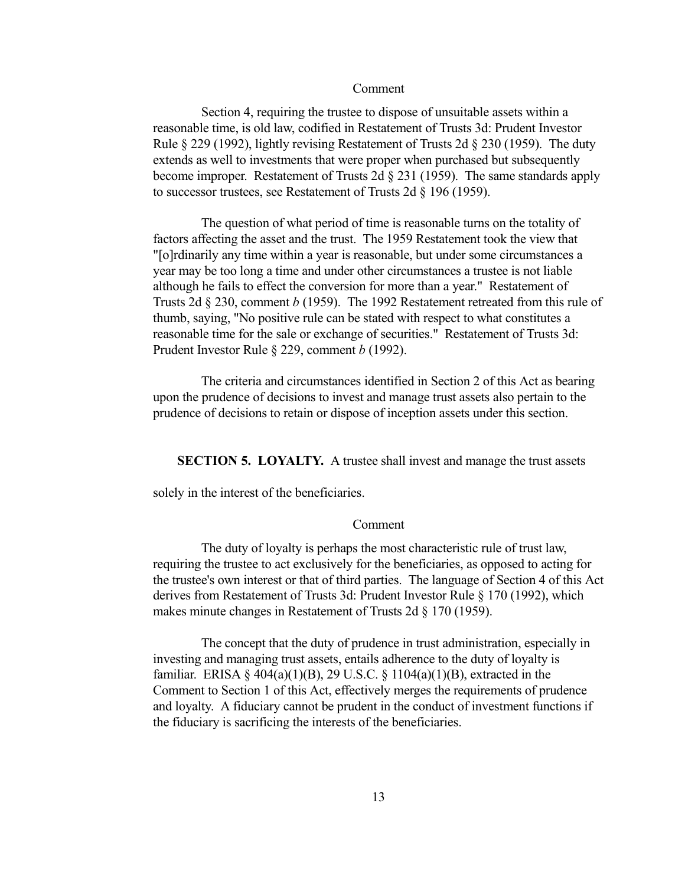Comment

Section 4, requiring the trustee to dispose of unsuitable assets within a reasonable time, is old law, codified in Restatement of Trusts 3d: Prudent Investor Rule § 229 (1992), lightly revising Restatement of Trusts 2d § 230 (1959). The duty extends as well to investments that were proper when purchased but subsequently become improper. Restatement of Trusts 2d § 231 (1959). The same standards apply to successor trustees, see Restatement of Trusts 2d § 196 (1959).

The question of what period of time is reasonable turns on the totality of factors affecting the asset and the trust. The 1959 Restatement took the view that "[o]rdinarily any time within a year is reasonable, but under some circumstances a year may be too long a time and under other circumstances a trustee is not liable although he fails to effect the conversion for more than a year." Restatement of Trusts 2d § 230, comment *b* (1959). The 1992 Restatement retreated from this rule of thumb, saying, "No positive rule can be stated with respect to what constitutes a reasonable time for the sale or exchange of securities." Restatement of Trusts 3d: Prudent Investor Rule § 229, comment *b* (1992).

The criteria and circumstances identified in Section 2 of this Act as bearing upon the prudence of decisions to invest and manage trust assets also pertain to the prudence of decisions to retain or dispose of inception assets under this section.

**SECTION 5. LOYALTY.** A trustee shall invest and manage the trust assets solely in the interest of the beneficiaries.

Comment

The duty of loyalty is perhaps the most characteristic rule of trust law, requiring the trustee to act exclusively for the beneficiaries, as opposed to acting for the trustee's own interest or that of third parties. The language of Section 4 of this Act derives from Restatement of Trusts 3d: Prudent Investor Rule § 170 (1992), which makes minute changes in Restatement of Trusts 2d § 170 (1959).

The concept that the duty of prudence in trust administration, especially in investing and managing trust assets, entails adherence to the duty of loyalty is familiar. ERISA § 404(a)(1)(B), 29 U.S.C. § 1104(a)(1)(B), extracted in the Comment to Section 1 of this Act, effectively merges the requirements of prudence and loyalty. A fiduciary cannot be prudent in the conduct of investment functions if the fiduciary is sacrificing the interests of the beneficiaries.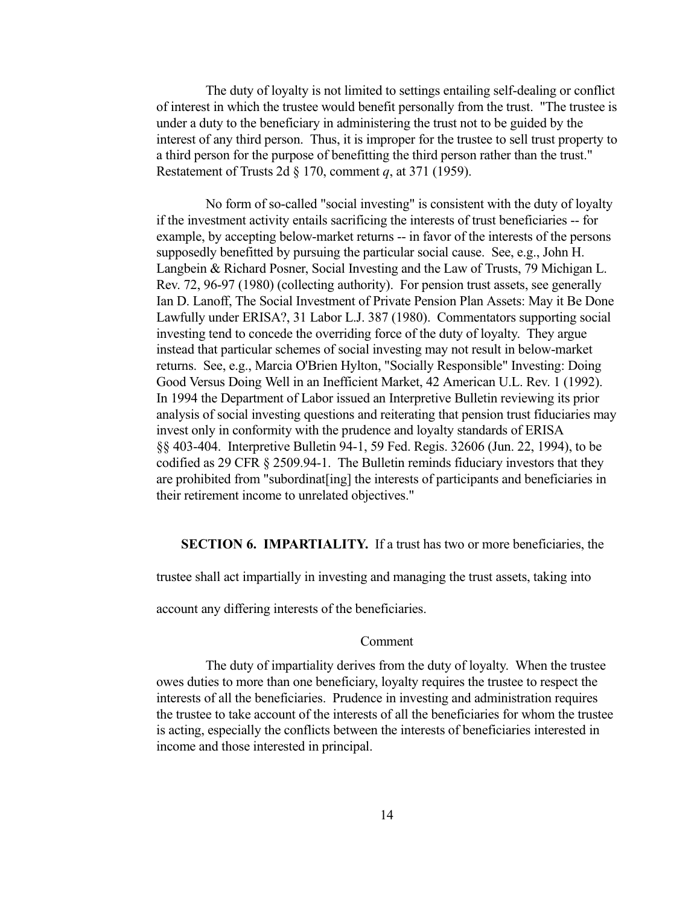The duty of loyalty is not limited to settings entailing self-dealing or conflict of interest in which the trustee would benefit personally from the trust. "The trustee is under a duty to the beneficiary in administering the trust not to be guided by the interest of any third person. Thus, it is improper for the trustee to sell trust property to a third person for the purpose of benefitting the third person rather than the trust." Restatement of Trusts 2d § 170, comment *q*, at 371 (1959).

No form of so-called "social investing" is consistent with the duty of loyalty if the investment activity entails sacrificing the interests of trust beneficiaries -- for example, by accepting below-market returns -- in favor of the interests of the persons supposedly benefitted by pursuing the particular social cause. See, e.g., John H. Langbein & Richard Posner, Social Investing and the Law of Trusts, 79 Michigan L. Rev. 72, 96-97 (1980) (collecting authority). For pension trust assets, see generally Ian D. Lanoff, The Social Investment of Private Pension Plan Assets: May it Be Done Lawfully under ERISA?, 31 Labor L.J. 387 (1980). Commentators supporting social investing tend to concede the overriding force of the duty of loyalty. They argue instead that particular schemes of social investing may not result in below-market returns. See, e.g., Marcia O'Brien Hylton, "Socially Responsible" Investing: Doing Good Versus Doing Well in an Inefficient Market, 42 American U.L. Rev. 1 (1992). In 1994 the Department of Labor issued an Interpretive Bulletin reviewing its prior analysis of social investing questions and reiterating that pension trust fiduciaries may invest only in conformity with the prudence and loyalty standards of ERISA §§ 403-404. Interpretive Bulletin 94-1, 59 Fed. Regis. 32606 (Jun. 22, 1994), to be codified as 29 CFR § 2509.94-1. The Bulletin reminds fiduciary investors that they are prohibited from "subordinat[ing] the interests of participants and beneficiaries in their retirement income to unrelated objectives."

**SECTION 6. IMPARTIALITY.** If a trust has two or more beneficiaries, the trustee shall act impartially in investing and managing the trust assets, taking into account any differing interests of the beneficiaries.

Comment

The duty of impartiality derives from the duty of loyalty. When the trustee owes duties to more than one beneficiary, loyalty requires the trustee to respect the interests of all the beneficiaries. Prudence in investing and administration requires the trustee to take account of the interests of all the beneficiaries for whom the trustee is acting, especially the conflicts between the interests of beneficiaries interested in income and those interested in principal.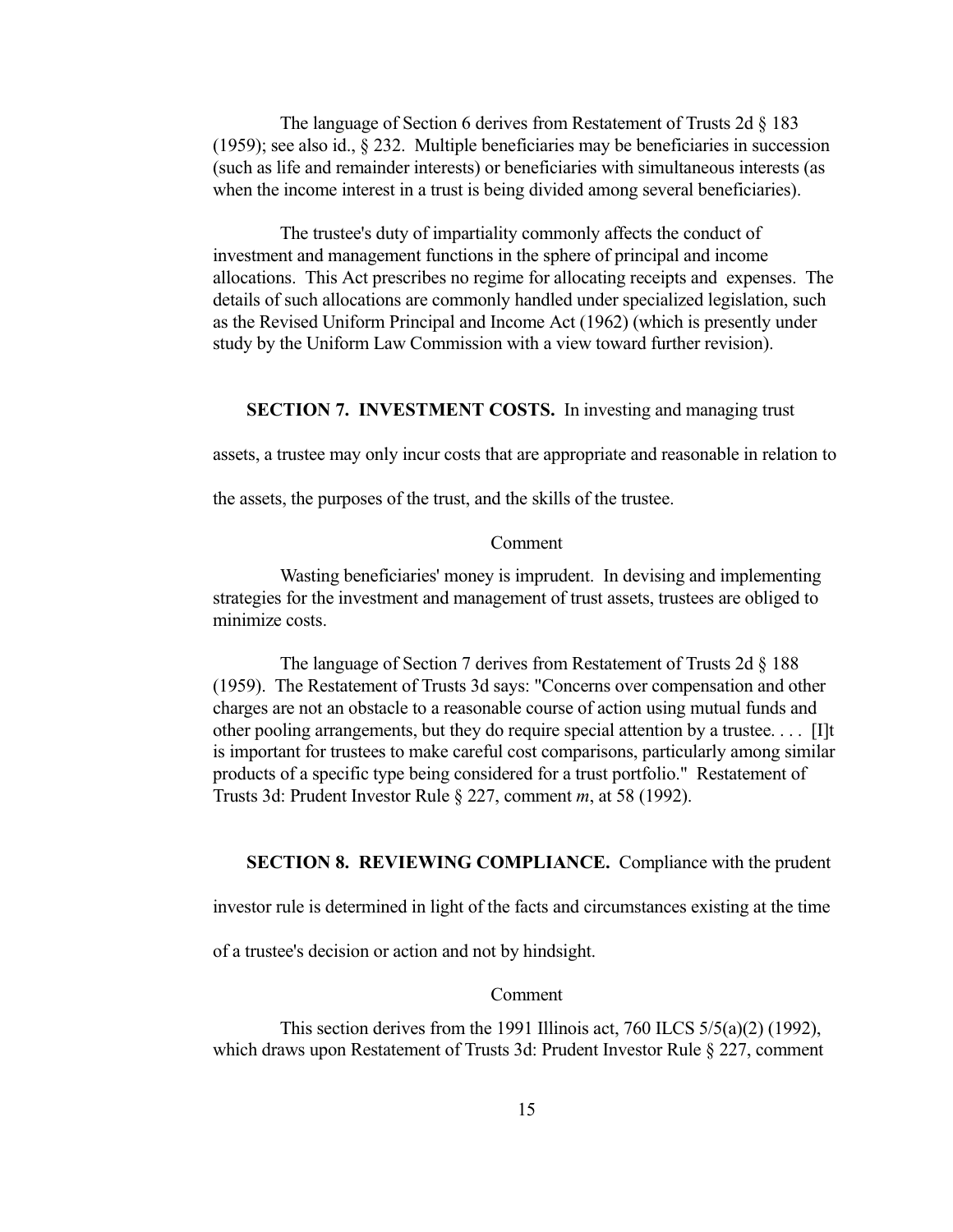The language of Section 6 derives from Restatement of Trusts 2d § 183 (1959); see also id., § 232. Multiple beneficiaries may be beneficiaries in succession (such as life and remainder interests) or beneficiaries with simultaneous interests (as when the income interest in a trust is being divided among several beneficiaries).

The trustee's duty of impartiality commonly affects the conduct of investment and management functions in the sphere of principal and income allocations. This Act prescribes no regime for allocating receipts and expenses. The details of such allocations are commonly handled under specialized legislation, such as the Revised Uniform Principal and Income Act (1962) (which is presently under study by the Uniform Law Commission with a view toward further revision).

**SECTION 7. INVESTMENT COSTS.** In investing and managing trust assets, a trustee may only incur costs that are appropriate and reasonable in relation to the assets, the purposes of the trust, and the skills of the trustee.

Comment

Wasting beneficiaries' money is imprudent. In devising and implementing strategies for the investment and management of trust assets, trustees are obliged to minimize costs.

The language of Section 7 derives from Restatement of Trusts 2d § 188 (1959). The Restatement of Trusts 3d says: "Concerns over compensation and other charges are not an obstacle to a reasonable course of action using mutual funds and other pooling arrangements, but they do require special attention by a trustee. . . . [I]t is important for trustees to make careful cost comparisons, particularly among similar products of a specific type being considered for a trust portfolio." Restatement of Trusts 3d: Prudent Investor Rule § 227, comment *m*, at 58 (1992).

**SECTION 8. REVIEWING COMPLIANCE.** Compliance with the prudent investor rule is determined in light of the facts and circumstances existing at the time of a trustee's decision or action and not by hindsight.

Comment

This section derives from the 1991 Illinois act, 760 ILCS 5/5(a)(2) (1992), which draws upon Restatement of Trusts 3d: Prudent Investor Rule § 227, comment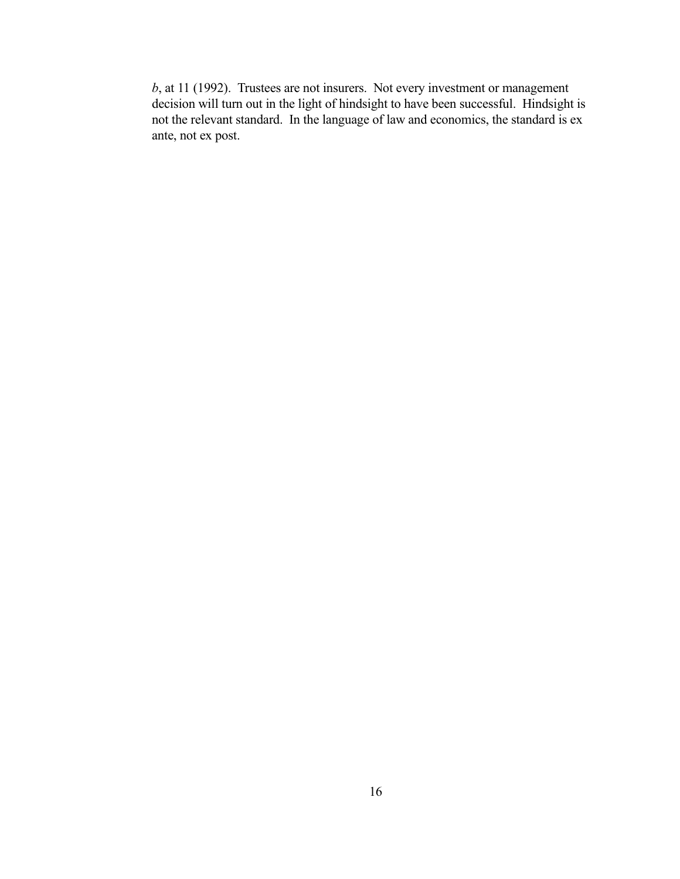*b*, at 11 (1992). Trustees are not insurers. Not every investment or management decision will turn out in the light of hindsight to have been successful. Hindsight is not the relevant standard. In the language of law and economics, the standard is ex ante, not ex post.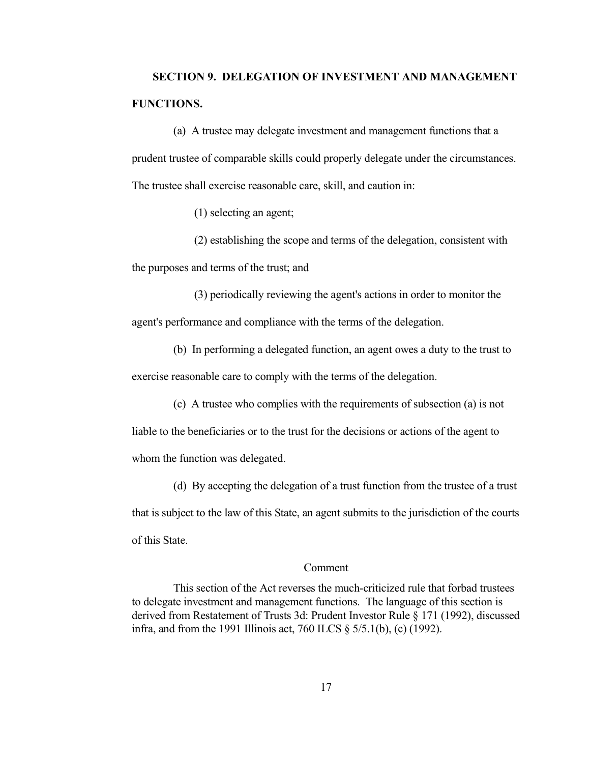## SECTION 9. DELEGATION OF INVESTMENT AND MANAGEMENT FUNCTIONS.

(a) A trustee may delegate investment and management functions that a prudent trustee of comparable skills could properly delegate under the circumstances. The trustee shall exercise reasonable care, skill, and caution in:

(1) selecting an agent;

(2) establishing the scope and terms of the delegation, consistent with the purposes and terms of the trust; and

(3) periodically reviewing the agent's actions in order to monitor the agent's performance and compliance with the terms of the delegation.

(b) In performing a delegated function, an agent owes a duty to the trust to exercise reasonable care to comply with the terms of the delegation.

(c) A trustee who complies with the requirements of subsection (a) is not liable to the beneficiaries or to the trust for the decisions or actions of the agent to whom the function was delegated.

(d) By accepting the delegation of a trust function from the trustee of a trust that is subject to the law of this State, an agent submits to the jurisdiction of the courts of this State.

Comment

This section of the Act reverses the much-criticized rule that forbad trustees to delegate investment and management functions. The language of this section is derived from Restatement of Trusts 3d: Prudent Investor Rule § 171 (1992), discussed infra, and from the 1991 Illinois act, 760 ILCS § 5/5.1(b), (c) (1992).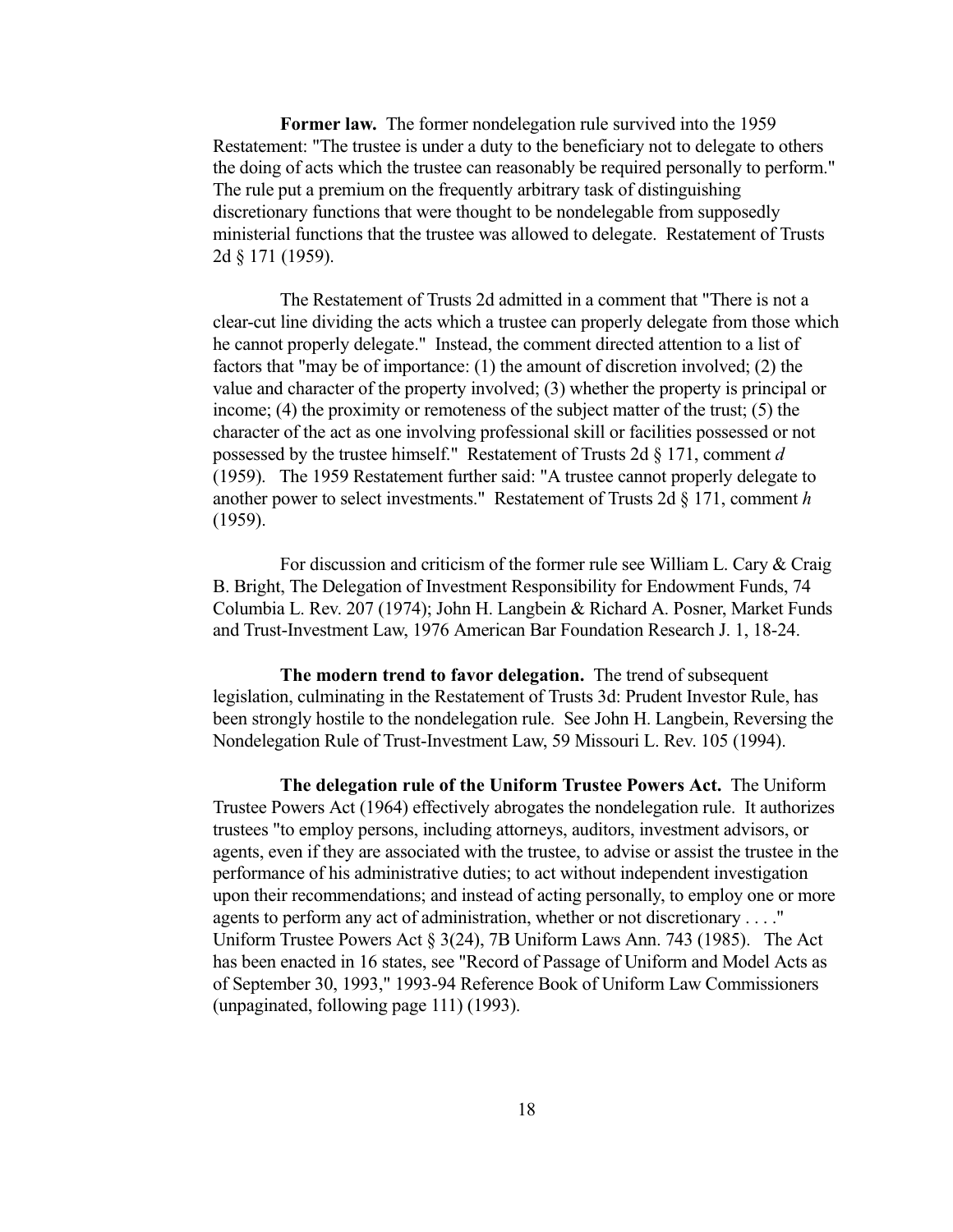**Former law.** The former nondelegation rule survived into the 1959 Restatement: "The trustee is under a duty to the beneficiary not to delegate to others the doing of acts which the trustee can reasonably be required personally to perform." The rule put a premium on the frequently arbitrary task of distinguishing discretionary functions that were thought to be nondelegable from supposedly ministerial functions that the trustee was allowed to delegate. Restatement of Trusts 2d § 171 (1959).

The Restatement of Trusts 2d admitted in a comment that "There is not a clear-cut line dividing the acts which a trustee can properly delegate from those which he cannot properly delegate." Instead, the comment directed attention to a list of factors that "may be of importance: (1) the amount of discretion involved; (2) the value and character of the property involved; (3) whether the property is principal or income; (4) the proximity or remoteness of the subject matter of the trust; (5) the character of the act as one involving professional skill or facilities possessed or not possessed by the trustee himself." Restatement of Trusts 2d § 171, comment *d* (1959). The 1959 Restatement further said: "A trustee cannot properly delegate to another power to select investments." Restatement of Trusts 2d § 171, comment *h* (1959).

For discussion and criticism of the former rule see William L. Cary & Craig B. Bright, The Delegation of Investment Responsibility for Endowment Funds, 74 Columbia L. Rev. 207 (1974); John H. Langbein & Richard A. Posner, Market Funds and Trust-Investment Law, 1976 American Bar Foundation Research J. 1, 18-24.

**The modern trend to favor delegation.** The trend of subsequent legislation, culminating in the Restatement of Trusts 3d: Prudent Investor Rule, has been strongly hostile to the nondelegation rule. See John H. Langbein, Reversing the Nondelegation Rule of Trust-Investment Law, 59 Missouri L. Rev. 105 (1994).

**The delegation rule of the Uniform Trustee Powers Act.** The Uniform Trustee Powers Act (1964) effectively abrogates the nondelegation rule. It authorizes trustees "to employ persons, including attorneys, auditors, investment advisors, or agents, even if they are associated with the trustee, to advise or assist the trustee in the performance of his administrative duties; to act without independent investigation upon their recommendations; and instead of acting personally, to employ one or more agents to perform any act of administration, whether or not discretionary . . . ." Uniform Trustee Powers Act § 3(24), 7B Uniform Laws Ann. 743 (1985). The Act has been enacted in 16 states, see "Record of Passage of Uniform and Model Acts as of September 30, 1993," 1993-94 Reference Book of Uniform Law Commissioners (unpaginated, following page 111) (1993).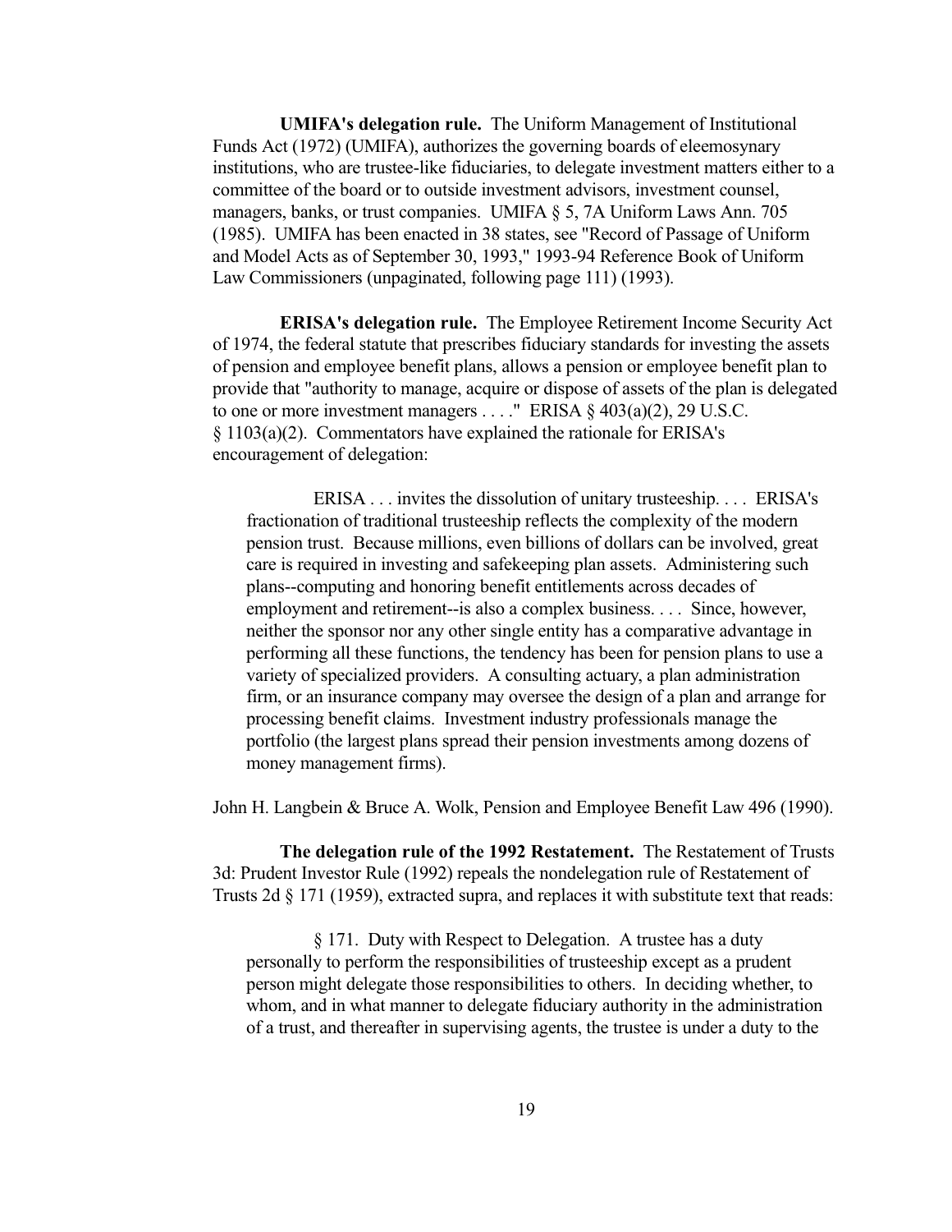**UMIFA's delegation rule.** The Uniform Management of Institutional Funds Act (1972) (UMIFA), authorizes the governing boards of eleemosynary institutions, who are trustee-like fiduciaries, to delegate investment matters either to a committee of the board or to outside investment advisors, investment counsel, managers, banks, or trust companies. UMIFA § 5, 7A Uniform Laws Ann. 705 (1985). UMIFA has been enacted in 38 states, see "Record of Passage of Uniform and Model Acts as of September 30, 1993," 1993-94 Reference Book of Uniform Law Commissioners (unpaginated, following page 111) (1993).

**ERISA's delegation rule.** The Employee Retirement Income Security Act of 1974, the federal statute that prescribes fiduciary standards for investing the assets of pension and employee benefit plans, allows a pension or employee benefit plan to provide that "authority to manage, acquire or dispose of assets of the plan is delegated to one or more investment managers . . . ." ERISA § 403(a)(2), 29 U.S.C. § 1103(a)(2). Commentators have explained the rationale for ERISA's encouragement of delegation:

> ERISA . . . invites the dissolution of unitary trusteeship. . . . ERISA's fractionation of traditional trusteeship reflects the complexity of the modern pension trust. Because millions, even billions of dollars can be involved, great care is required in investing and safekeeping plan assets. Administering such plans--computing and honoring benefit entitlements across decades of employment and retirement--is also a complex business. . . . Since, however, neither the sponsor nor any other single entity has a comparative advantage in performing all these functions, the tendency has been for pension plans to use a variety of specialized providers. A consulting actuary, a plan administration firm, or an insurance company may oversee the design of a plan and arrange for processing benefit claims. Investment industry professionals manage the portfolio (the largest plans spread their pension investments among dozens of money management firms).

John H. Langbein & Bruce A. Wolk, Pension and Employee Benefit Law 496 (1990).

**The delegation rule of the 1992 Restatement.** The Restatement of Trusts 3d: Prudent Investor Rule (1992) repeals the nondelegation rule of Restatement of Trusts 2d § 171 (1959), extracted supra, and replaces it with substitute text that reads:

> § 171. Duty with Respect to Delegation. A trustee has a duty personally to perform the responsibilities of trusteeship except as a prudent person might delegate those responsibilities to others. In deciding whether, to whom, and in what manner to delegate fiduciary authority in the administration of a trust, and thereafter in supervising agents, the trustee is under a duty to the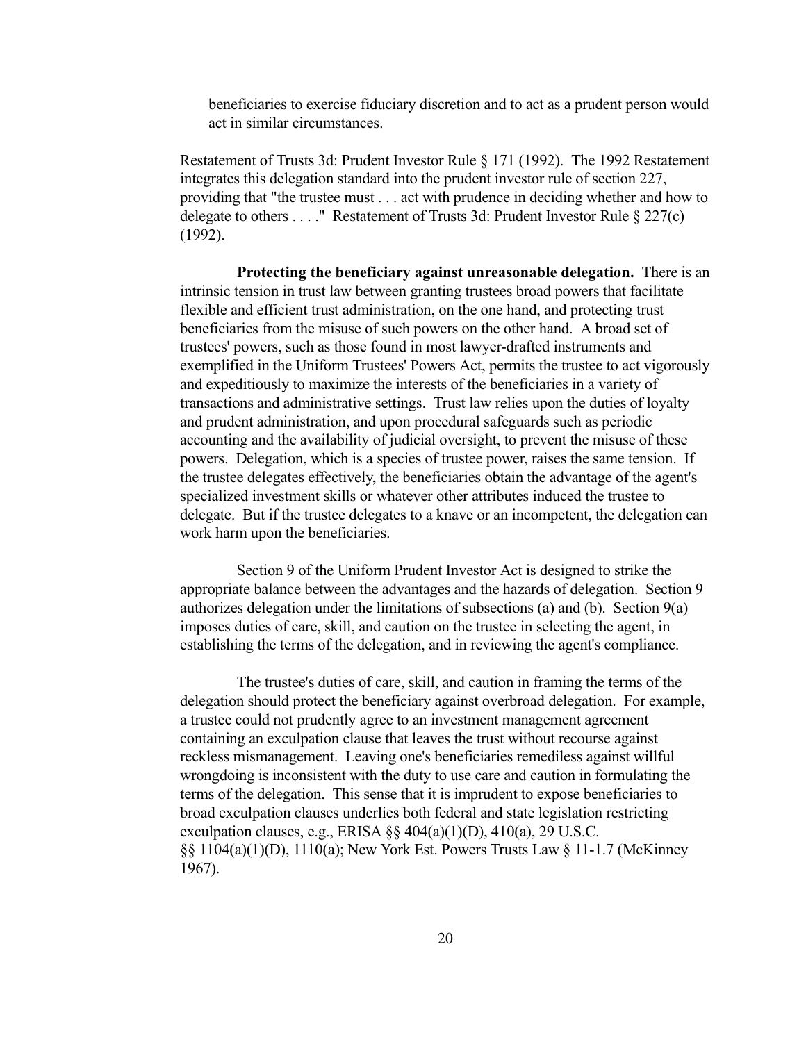beneficiaries to exercise fiduciary discretion and to act as a prudent person would act in similar circumstances.

Restatement of Trusts 3d: Prudent Investor Rule § 171 (1992). The 1992 Restatement integrates this delegation standard into the prudent investor rule of section 227, providing that "the trustee must . . . act with prudence in deciding whether and how to delegate to others . . . ." Restatement of Trusts 3d: Prudent Investor Rule § 227(c) (1992).

**Protecting the beneficiary against unreasonable delegation.** There is an intrinsic tension in trust law between granting trustees broad powers that facilitate flexible and efficient trust administration, on the one hand, and protecting trust beneficiaries from the misuse of such powers on the other hand. A broad set of trustees' powers, such as those found in most lawyer-drafted instruments and exemplified in the Uniform Trustees' Powers Act, permits the trustee to act vigorously and expeditiously to maximize the interests of the beneficiaries in a variety of transactions and administrative settings. Trust law relies upon the duties of loyalty and prudent administration, and upon procedural safeguards such as periodic accounting and the availability of judicial oversight, to prevent the misuse of these powers. Delegation, which is a species of trustee power, raises the same tension. If the trustee delegates effectively, the beneficiaries obtain the advantage of the agent's specialized investment skills or whatever other attributes induced the trustee to delegate. But if the trustee delegates to a knave or an incompetent, the delegation can work harm upon the beneficiaries.

Section 9 of the Uniform Prudent Investor Act is designed to strike the appropriate balance between the advantages and the hazards of delegation. Section 9 authorizes delegation under the limitations of subsections (a) and (b). Section 9(a) imposes duties of care, skill, and caution on the trustee in selecting the agent, in establishing the terms of the delegation, and in reviewing the agent's compliance.

The trustee's duties of care, skill, and caution in framing the terms of the delegation should protect the beneficiary against overbroad delegation. For example, a trustee could not prudently agree to an investment management agreement containing an exculpation clause that leaves the trust without recourse against reckless mismanagement. Leaving one's beneficiaries remediless against willful wrongdoing is inconsistent with the duty to use care and caution in formulating the terms of the delegation. This sense that it is imprudent to expose beneficiaries to broad exculpation clauses underlies both federal and state legislation restricting exculpation clauses, e.g., ERISA §§ 404(a)(1)(D), 410(a), 29 U.S.C. §§ 1104(a)(1)(D), 1110(a); New York Est. Powers Trusts Law § 11-1.7 (McKinney 1967).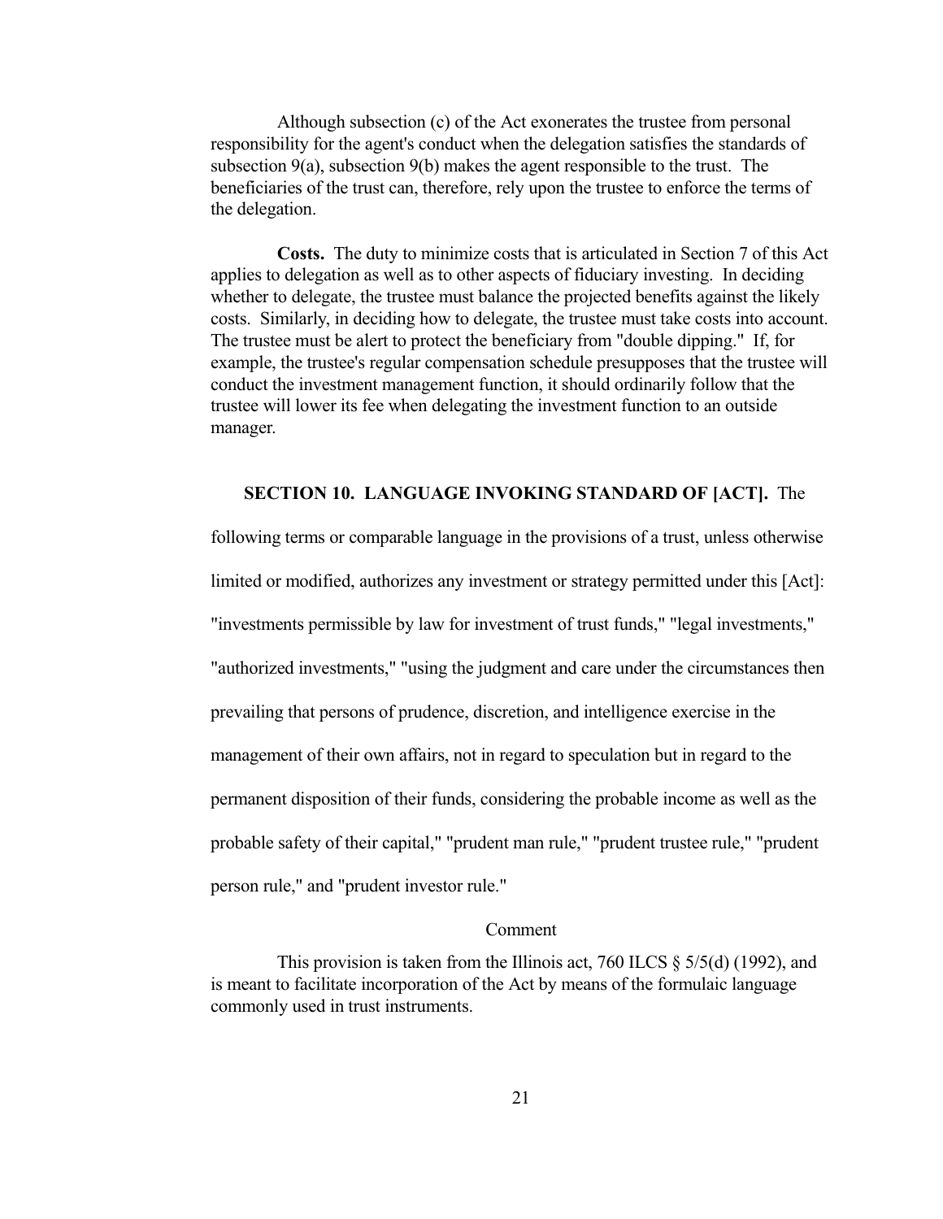Although subsection (c) of the Act exonerates the trustee from personal responsibility for the agent's conduct when the delegation satisfies the standards of subsection 9(a), subsection 9(b) makes the agent responsible to the trust. The beneficiaries of the trust can, therefore, rely upon the trustee to enforce the terms of the delegation.

**Costs.** The duty to minimize costs that is articulated in Section 7 of this Act applies to delegation as well as to other aspects of fiduciary investing. In deciding whether to delegate, the trustee must balance the projected benefits against the likely costs. Similarly, in deciding how to delegate, the trustee must take costs into account. The trustee must be alert to protect the beneficiary from "double dipping." If, for example, the trustee's regular compensation schedule presupposes that the trustee will conduct the investment management function, it should ordinarily follow that the trustee will lower its fee when delegating the investment function to an outside manager.

**SECTION 10. LANGUAGE INVOKING STANDARD OF [ACT].** The following terms or comparable language in the provisions of a trust, unless otherwise limited or modified, authorizes any investment or strategy permitted under this [Act]: "investments permissible by law for investment of trust funds," "legal investments," "authorized investments," "using the judgment and care under the circumstances then prevailing that persons of prudence, discretion, and intelligence exercise in the management of their own affairs, not in regard to speculation but in regard to the permanent disposition of their funds, considering the probable income as well as the probable safety of their capital," "prudent man rule," "prudent trustee rule," "prudent person rule," and "prudent investor rule."

Comment

This provision is taken from the Illinois act, 760 ILCS § 5/5(d) (1992), and is meant to facilitate incorporation of the Act by means of the formulaic language commonly used in trust instruments.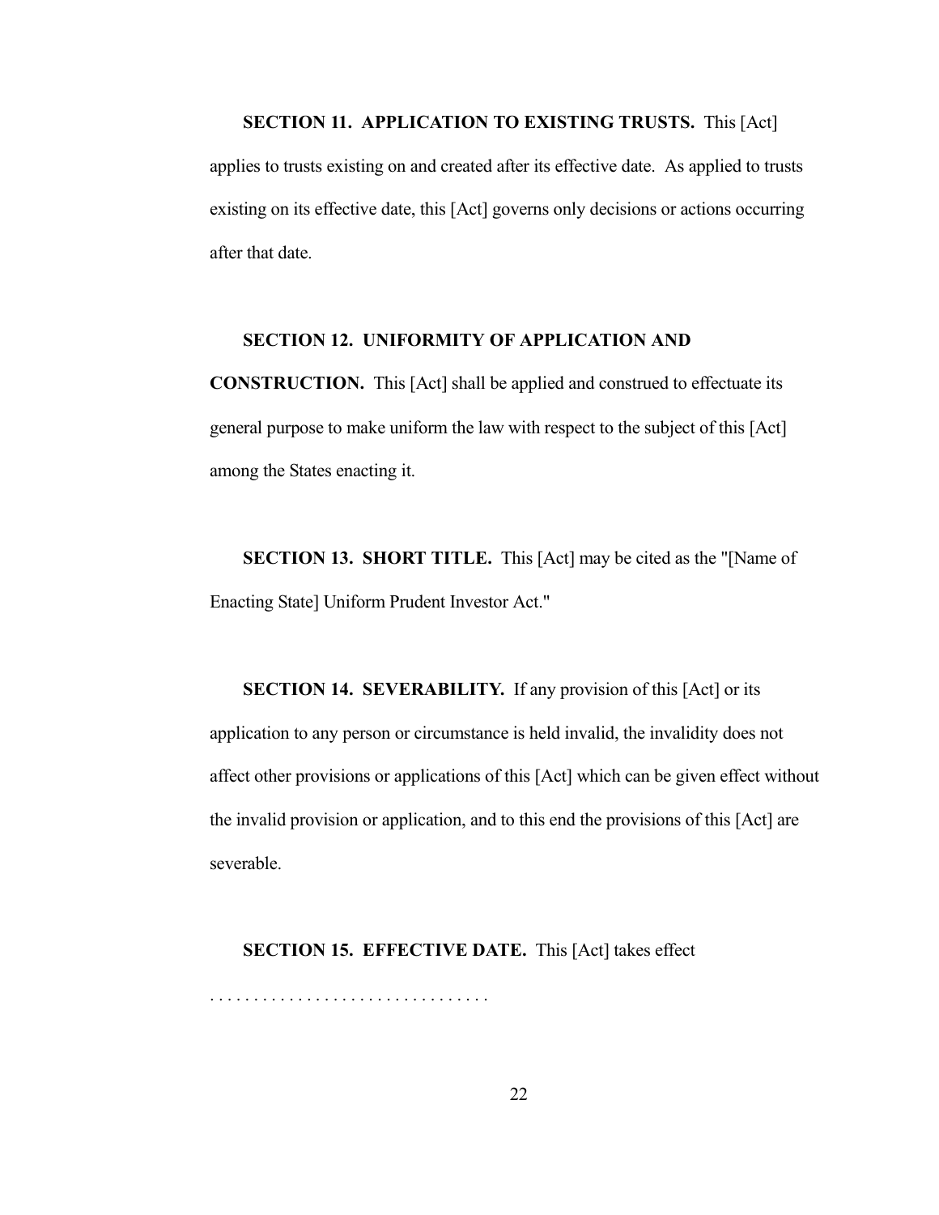**SECTION 11. APPLICATION TO EXISTING TRUSTS.** This [Act] applies to trusts existing on and created after its effective date. As applied to trusts existing on its effective date, this [Act] governs only decisions or actions occurring after that date.

**SECTION 12. UNIFORMITY OF APPLICATION AND CONSTRUCTION.** This [Act] shall be applied and construed to effectuate its general purpose to make uniform the law with respect to the subject of this [Act] among the States enacting it.

**SECTION 13. SHORT TITLE.** This [Act] may be cited as the "[Name of Enacting State] Uniform Prudent Investor Act."

**SECTION 14. SEVERABILITY.** If any provision of this [Act] or its application to any person or circumstance is held invalid, the invalidity does not affect other provisions or applications of this [Act] which can be given effect without the invalid provision or application, and to this end the provisions of this [Act] are severable.

**SECTION 15. EFFECTIVE DATE.** This [Act] takes effect . . . . . . . . . . . . . . . . . . . . . . . . . . . . . . .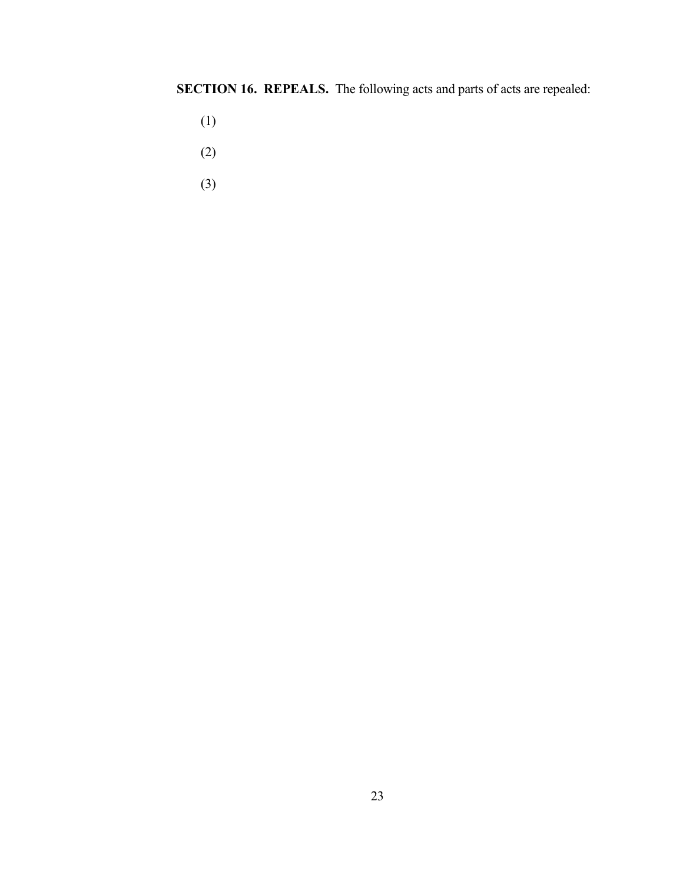**SECTION 16. REPEALS.** The following acts and parts of acts are repealed:

(1)

(2)

(3)